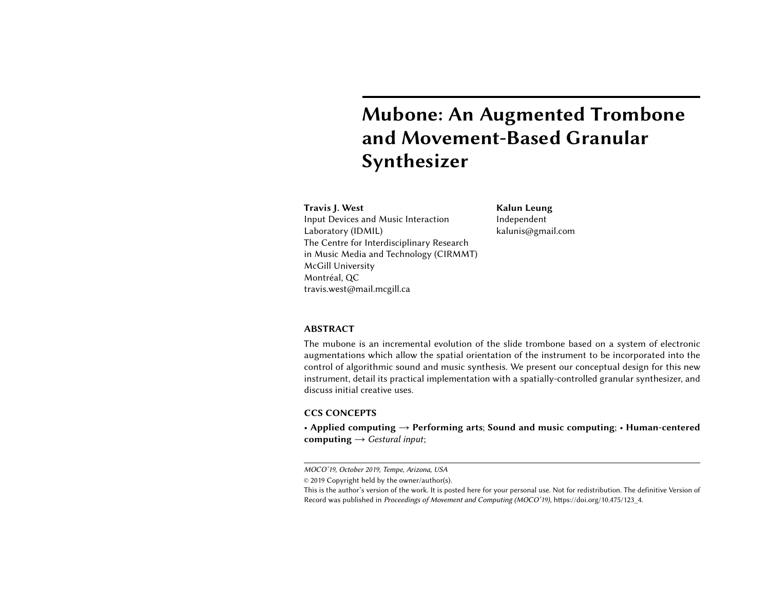# Mubone: An Augmented Trombone and Movement-Based Granular Synthesizer

**Travis J. West**
Input Devices and Music Interaction Laboratory (IDMIL)
The Centre for Interdisciplinary Research in Music Media and Technology (CIRMMT)
McGill University
Montréal, QC
travis.west@mail.mcgill.ca

**Kalun Leung**
Independent
kalunis@gmail.com

## ABSTRACT

The mubone is an incremental evolution of the slide trombone based on a system of electronic augmentations which allow the spatial orientation of the instrument to be incorporated into the control of algorithmic sound and music synthesis. We present our conceptual design for this new instrument, detail its practical implementation with a spatially-controlled granular synthesizer, and discuss initial creative uses.

## CCS CONCEPTS

• **Applied computing** → **Performing arts**; **Sound and music computing**; • **Human-centered computing** → *Gestural input*;

---

*MOCO'19, October 2019, Tempe, Arizona, USA*

© 2019 Copyright held by the owner/author(s).

This is the author's version of the work. It is posted here for your personal use. Not for redistribution. The definitive Version of Record was published in *Proceedings of Movement and Computing (MOCO'19)*, https://doi.org/10.475/123_4.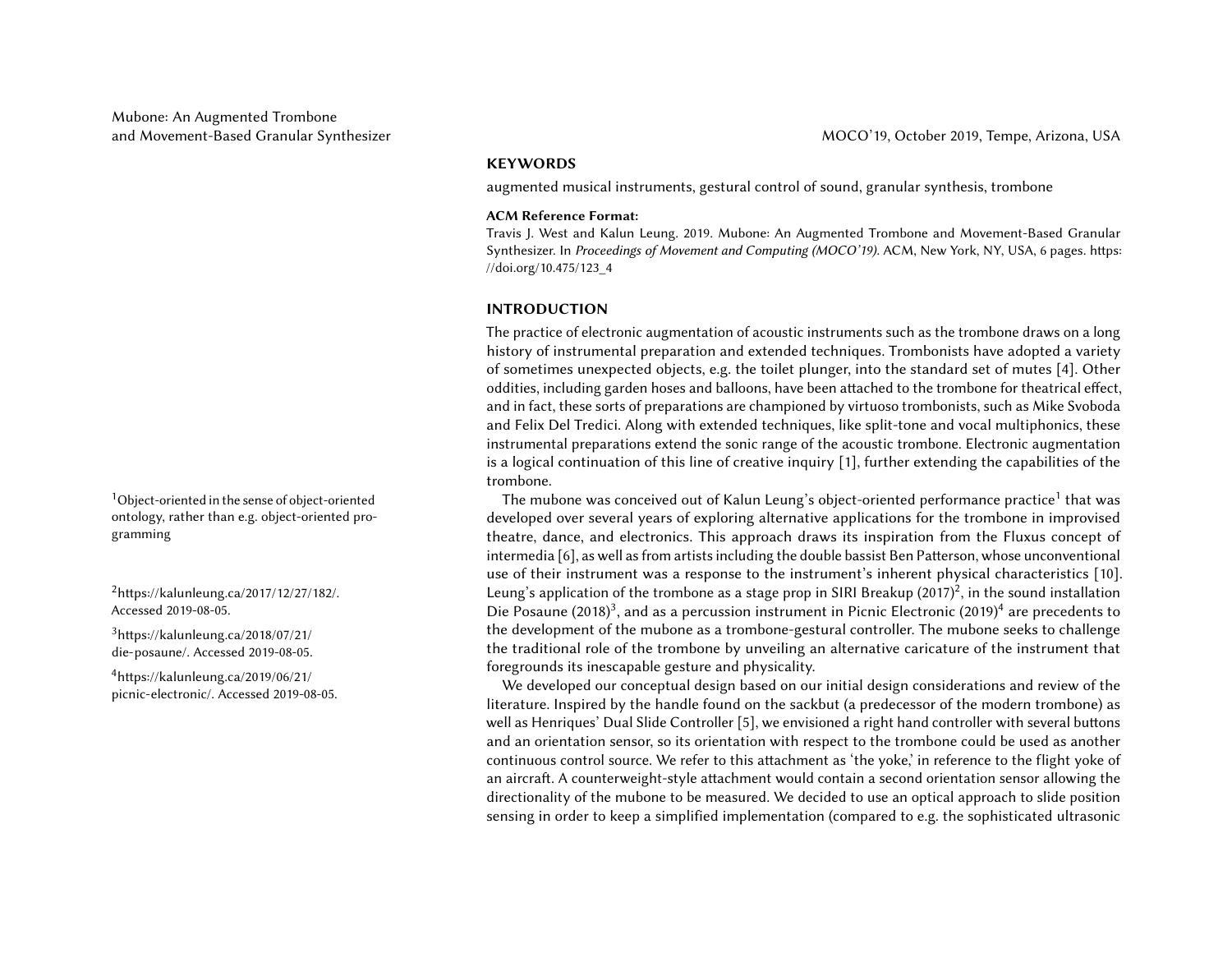## KEYWORDS

augmented musical instruments, gestural control of sound, granular synthesis, trombone

**ACM Reference Format:**

Travis J. West and Kalun Leung. 2019. Mubone: An Augmented Trombone and Movement-Based Granular Synthesizer. In *Proceedings of Movement and Computing (MOCO'19)*. ACM, New York, NY, USA, 6 pages. https://doi.org/10.475/123_4

## INTRODUCTION

The practice of electronic augmentation of acoustic instruments such as the trombone draws on a long history of instrumental preparation and extended techniques. Trombonists have adopted a variety of sometimes unexpected objects, e.g. the toilet plunger, into the standard set of mutes [4]. Other oddities, including garden hoses and balloons, have been attached to the trombone for theatrical effect, and in fact, these sorts of preparations are championed by virtuoso trombonists, such as Mike Svoboda and Felix Del Tredici. Along with extended techniques, like split-tone and vocal multiphonics, these instrumental preparations extend the sonic range of the acoustic trombone. Electronic augmentation is a logical continuation of this line of creative inquiry [1], further extending the capabilities of the trombone.

The mubone was conceived out of Kalun Leung's object-oriented performance practice[1] that was developed over several years of exploring alternative applications for the trombone in improvised theatre, dance, and electronics. This approach draws its inspiration from the Fluxus concept of intermedia [6], as well as from artists including the double bassist Ben Patterson, whose unconventional use of their instrument was a response to the instrument's inherent physical characteristics [10]. Leung's application of the trombone as a stage prop in SIRI Breakup (2017)[2], in the sound installation Die Posaune (2018)[3], and as a percussion instrument in Picnic Electronic (2019)[4] are precedents to the development of the mubone as a trombone-gestural controller. The mubone seeks to challenge the traditional role of the trombone by unveiling an alternative caricature of the instrument that foregrounds its inescapable gesture and physicality.

We developed our conceptual design based on our initial design considerations and review of the literature. Inspired by the handle found on the sackbut (a predecessor of the modern trombone) as well as Henriques' Dual Slide Controller [5], we envisioned a right hand controller with several buttons and an orientation sensor, so its orientation with respect to the trombone could be used as another continuous control source. We refer to this attachment as 'the yoke,' in reference to the flight yoke of an aircraft. A counterweight-style attachment would contain a second orientation sensor allowing the directionality of the mubone to be measured. We decided to use an optical approach to slide position sensing in order to keep a simplified implementation (compared to e.g. the sophisticated ultrasonic

[1] Object-oriented in the sense of object-oriented ontology, rather than e.g. object-oriented programming

[2] https://kalunleung.ca/2017/12/27/182/. Accessed 2019-08-05.

[3] https://kalunleung.ca/2018/07/21/die-posaune/. Accessed 2019-08-05.

[4] https://kalunleung.ca/2019/06/21/picnic-electronic/. Accessed 2019-08-05.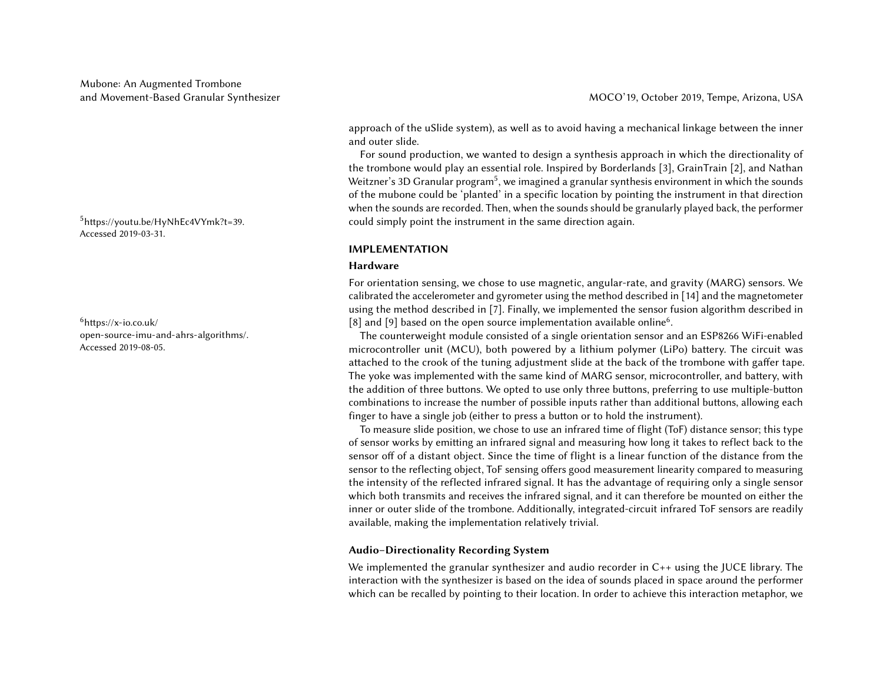approach of the uSlide system), as well as to avoid having a mechanical linkage between the inner and outer slide.

For sound production, we wanted to design a synthesis approach in which the directionality of the trombone would play an essential role. Inspired by Borderlands [3], GrainTrain [2], and Nathan Weitzner's 3D Granular program[5], we imagined a granular synthesis environment in which the sounds of the mubone could be 'planted' in a specific location by pointing the instrument in that direction when the sounds are recorded. Then, when the sounds should be granularly played back, the performer could simply point the instrument in the same direction again.

[5] https://youtu.be/HyNhEc4VYmk?t=39. Accessed 2019-03-31.

## IMPLEMENTATION

### Hardware

For orientation sensing, we chose to use magnetic, angular-rate, and gravity (MARG) sensors. We calibrated the accelerometer and gyrometer using the method described in [14] and the magnetometer using the method described in [7]. Finally, we implemented the sensor fusion algorithm described in [8] and [9] based on the open source implementation available online[6].

[6] https://x-io.co.uk/open-source-imu-and-ahrs-algorithms/. Accessed 2019-08-05.

The counterweight module consisted of a single orientation sensor and an ESP8266 WiFi-enabled microcontroller unit (MCU), both powered by a lithium polymer (LiPo) battery. The circuit was attached to the crook of the tuning adjustment slide at the back of the trombone with gaffer tape. The yoke was implemented with the same kind of MARG sensor, microcontroller, and battery, with the addition of three buttons. We opted to use only three buttons, preferring to use multiple-button combinations to increase the number of possible inputs rather than additional buttons, allowing each finger to have a single job (either to press a button or to hold the instrument).

To measure slide position, we chose to use an infrared time of flight (ToF) distance sensor; this type of sensor works by emitting an infrared signal and measuring how long it takes to reflect back to the sensor off of a distant object. Since the time of flight is a linear function of the distance from the sensor to the reflecting object, ToF sensing offers good measurement linearity compared to measuring the intensity of the reflected infrared signal. It has the advantage of requiring only a single sensor which both transmits and receives the infrared signal, and it can therefore be mounted on either the inner or outer slide of the trombone. Additionally, integrated-circuit infrared ToF sensors are readily available, making the implementation relatively trivial.

### Audio–Directionality Recording System

We implemented the granular synthesizer and audio recorder in C++ using the JUCE library. The interaction with the synthesizer is based on the idea of sounds placed in space around the performer which can be recalled by pointing to their location. In order to achieve this interaction metaphor, we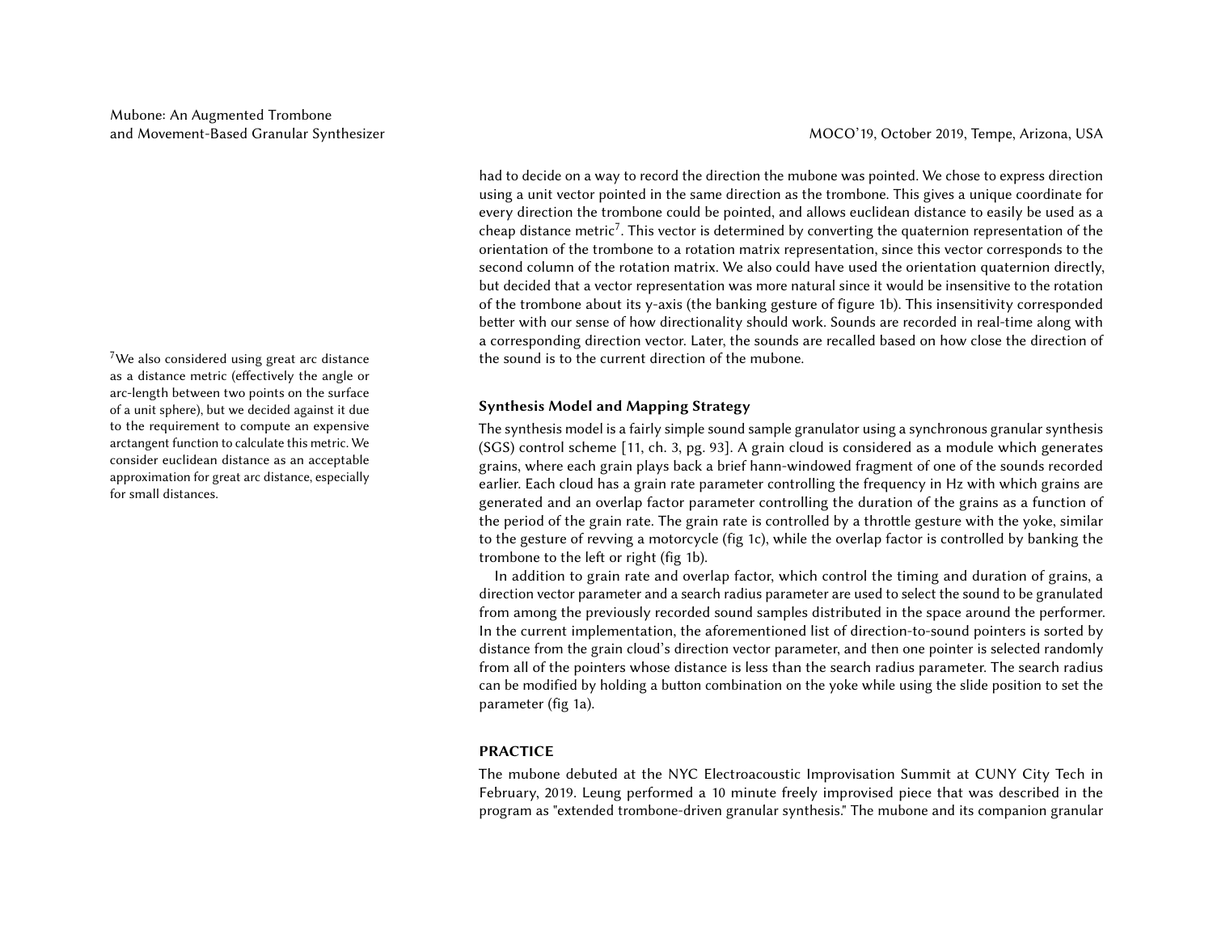had to decide on a way to record the direction the mubone was pointed. We chose to express direction using a unit vector pointed in the same direction as the trombone. This gives a unique coordinate for every direction the trombone could be pointed, and allows euclidean distance to easily be used as a cheap distance metric[7]. This vector is determined by converting the quaternion representation of the orientation of the trombone to a rotation matrix representation, since this vector corresponds to the second column of the rotation matrix. We also could have used the orientation quaternion directly, but decided that a vector representation was more natural since it would be insensitive to the rotation of the trombone about its y-axis (the banking gesture of figure 1b). This insensitivity corresponded better with our sense of how directionality should work. Sounds are recorded in real-time along with a corresponding direction vector. Later, the sounds are recalled based on how close the direction of the sound is to the current direction of the mubone.

[7] We also considered using great arc distance as a distance metric (effectively the angle or arc-length between two points on the surface of a unit sphere), but we decided against it due to the requirement to compute an expensive arctangent function to calculate this metric. We consider euclidean distance as an acceptable approximation for great arc distance, especially for small distances.

### Synthesis Model and Mapping Strategy

The synthesis model is a fairly simple sound sample granulator using a synchronous granular synthesis (SGS) control scheme [11, ch. 3, pg. 93]. A grain cloud is considered as a module which generates grains, where each grain plays back a brief hann-windowed fragment of one of the sounds recorded earlier. Each cloud has a grain rate parameter controlling the frequency in Hz with which grains are generated and an overlap factor parameter controlling the duration of the grains as a function of the period of the grain rate. The grain rate is controlled by a throttle gesture with the yoke, similar to the gesture of revving a motorcycle (fig 1c), while the overlap factor is controlled by banking the trombone to the left or right (fig 1b).

In addition to grain rate and overlap factor, which control the timing and duration of grains, a direction vector parameter and a search radius parameter are used to select the sound to be granulated from among the previously recorded sound samples distributed in the space around the performer. In the current implementation, the aforementioned list of direction-to-sound pointers is sorted by distance from the grain cloud's direction vector parameter, and then one pointer is selected randomly from all of the pointers whose distance is less than the search radius parameter. The search radius can be modified by holding a button combination on the yoke while using the slide position to set the parameter (fig 1a).

## PRACTICE

The mubone debuted at the NYC Electroacoustic Improvisation Summit at CUNY City Tech in February, 2019. Leung performed a 10 minute freely improvised piece that was described in the program as "extended trombone-driven granular synthesis." The mubone and its companion granular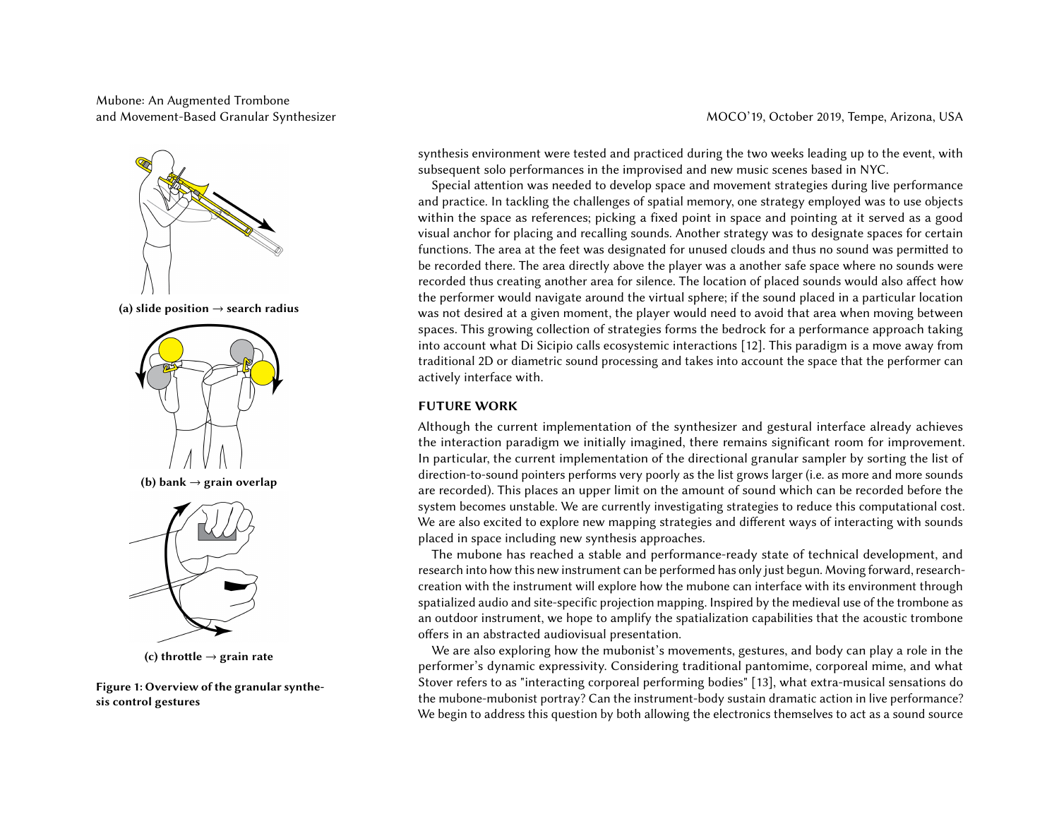(a) slide position → search radius

(b) bank → grain overlap

(c) throttle → grain rate

**Figure 1: Overview of the granular synthesis control gestures**

synthesis environment were tested and practiced during the two weeks leading up to the event, with subsequent solo performances in the improvised and new music scenes based in NYC.

Special attention was needed to develop space and movement strategies during live performance and practice. In tackling the challenges of spatial memory, one strategy employed was to use objects within the space as references; picking a fixed point in space and pointing at it served as a good visual anchor for placing and recalling sounds. Another strategy was to designate spaces for certain functions. The area at the feet was designated for unused clouds and thus no sound was permitted to be recorded there. The area directly above the player was a another safe space where no sounds were recorded thus creating another area for silence. The location of placed sounds would also affect how the performer would navigate around the virtual sphere; if the sound placed in a particular location was not desired at a given moment, the player would need to avoid that area when moving between spaces. This growing collection of strategies forms the bedrock for a performance approach taking into account what Di Sicipio calls ecosystemic interactions [12]. This paradigm is a move away from traditional 2D or diametric sound processing and takes into account the space that the performer can actively interface with.

## FUTURE WORK

Although the current implementation of the synthesizer and gestural interface already achieves the interaction paradigm we initially imagined, there remains significant room for improvement. In particular, the current implementation of the directional granular sampler by sorting the list of direction-to-sound pointers performs very poorly as the list grows larger (i.e. as more and more sounds are recorded). This places an upper limit on the amount of sound which can be recorded before the system becomes unstable. We are currently investigating strategies to reduce this computational cost. We are also excited to explore new mapping strategies and different ways of interacting with sounds placed in space including new synthesis approaches.

The mubone has reached a stable and performance-ready state of technical development, and research into how this new instrument can be performed has only just begun. Moving forward, research-creation with the instrument will explore how the mubone can interface with its environment through spatialized audio and site-specific projection mapping. Inspired by the medieval use of the trombone as an outdoor instrument, we hope to amplify the spatialization capabilities that the acoustic trombone offers in an abstracted audiovisual presentation.

We are also exploring how the mubonist's movements, gestures, and body can play a role in the performer's dynamic expressivity. Considering traditional pantomime, corporeal mime, and what Stover refers to as "interacting corporeal performing bodies" [13], what extra-musical sensations do the mubone-mubonist portray? Can the instrument-body sustain dramatic action in live performance? We begin to address this question by both allowing the electronics themselves to act as a sound source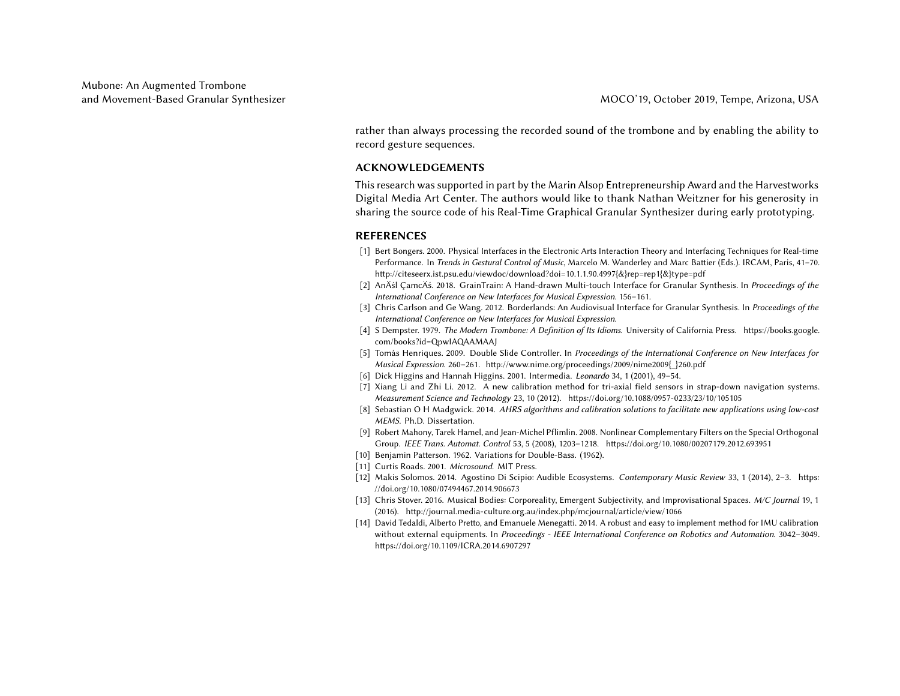rather than always processing the recorded sound of the trombone and by enabling the ability to record gesture sequences.

## ACKNOWLEDGEMENTS

This research was supported in part by the Marin Alsop Entrepreneurship Award and the Harvestworks Digital Media Art Center. The authors would like to thank Nathan Weitzner for his generosity in sharing the source code of his Real-Time Graphical Granular Synthesizer during early prototyping.

## REFERENCES

- [1] Bert Bongers. 2000. Physical Interfaces in the Electronic Arts Interaction Theory and Interfacing Techniques for Real-time Performance. In *Trends in Gestural Control of Music*, Marcelo M. Wanderley and Marc Battier (Eds.). IRCAM, Paris, 41–70. http://citeseerx.ist.psu.edu/viewdoc/download?doi=10.1.1.90.4997{&}rep=rep1{&}type=pdf
- [2] AnÄśl ÇamcÄś. 2018. GrainTrain: A Hand-drawn Multi-touch Interface for Granular Synthesis. In *Proceedings of the International Conference on New Interfaces for Musical Expression*. 156–161.
- [3] Chris Carlson and Ge Wang. 2012. Borderlands: An Audiovisual Interface for Granular Synthesis. In *Proceedings of the International Conference on New Interfaces for Musical Expression*.
- [4] S Dempster. 1979. *The Modern Trombone: A Definition of Its Idioms*. University of California Press. https://books.google.com/books?id=QpwIAQAAMAAJ
- [5] Tomás Henriques. 2009. Double Slide Controller. In *Proceedings of the International Conference on New Interfaces for Musical Expression*. 260–261. http://www.nime.org/proceedings/2009/nime2009{_}260.pdf
- [6] Dick Higgins and Hannah Higgins. 2001. Intermedia. *Leonardo* 34, 1 (2001), 49–54.
- [7] Xiang Li and Zhi Li. 2012. A new calibration method for tri-axial field sensors in strap-down navigation systems. *Measurement Science and Technology* 23, 10 (2012). https://doi.org/10.1088/0957-0233/23/10/105105
- [8] Sebastian O H Madgwick. 2014. *AHRS algorithms and calibration solutions to facilitate new applications using low-cost MEMS*. Ph.D. Dissertation.
- [9] Robert Mahony, Tarek Hamel, and Jean-Michel Pflimlin. 2008. Nonlinear Complementary Filters on the Special Orthogonal Group. *IEEE Trans. Automat. Control* 53, 5 (2008), 1203–1218. https://doi.org/10.1080/00207179.2012.693951
- [10] Benjamin Patterson. 1962. Variations for Double-Bass. (1962).
- [11] Curtis Roads. 2001. *Microsound*. MIT Press.
- [12] Makis Solomos. 2014. Agostino Di Scipio: Audible Ecosystems. *Contemporary Music Review* 33, 1 (2014), 2–3. https://doi.org/10.1080/07494467.2014.906673
- [13] Chris Stover. 2016. Musical Bodies: Corporeality, Emergent Subjectivity, and Improvisational Spaces. *M/C Journal* 19, 1 (2016). http://journal.media-culture.org.au/index.php/mcjournal/article/view/1066
- [14] David Tedaldi, Alberto Pretto, and Emanuele Menegatti. 2014. A robust and easy to implement method for IMU calibration without external equipments. In *Proceedings - IEEE International Conference on Robotics and Automation*. 3042–3049. https://doi.org/10.1109/ICRA.2014.6907297